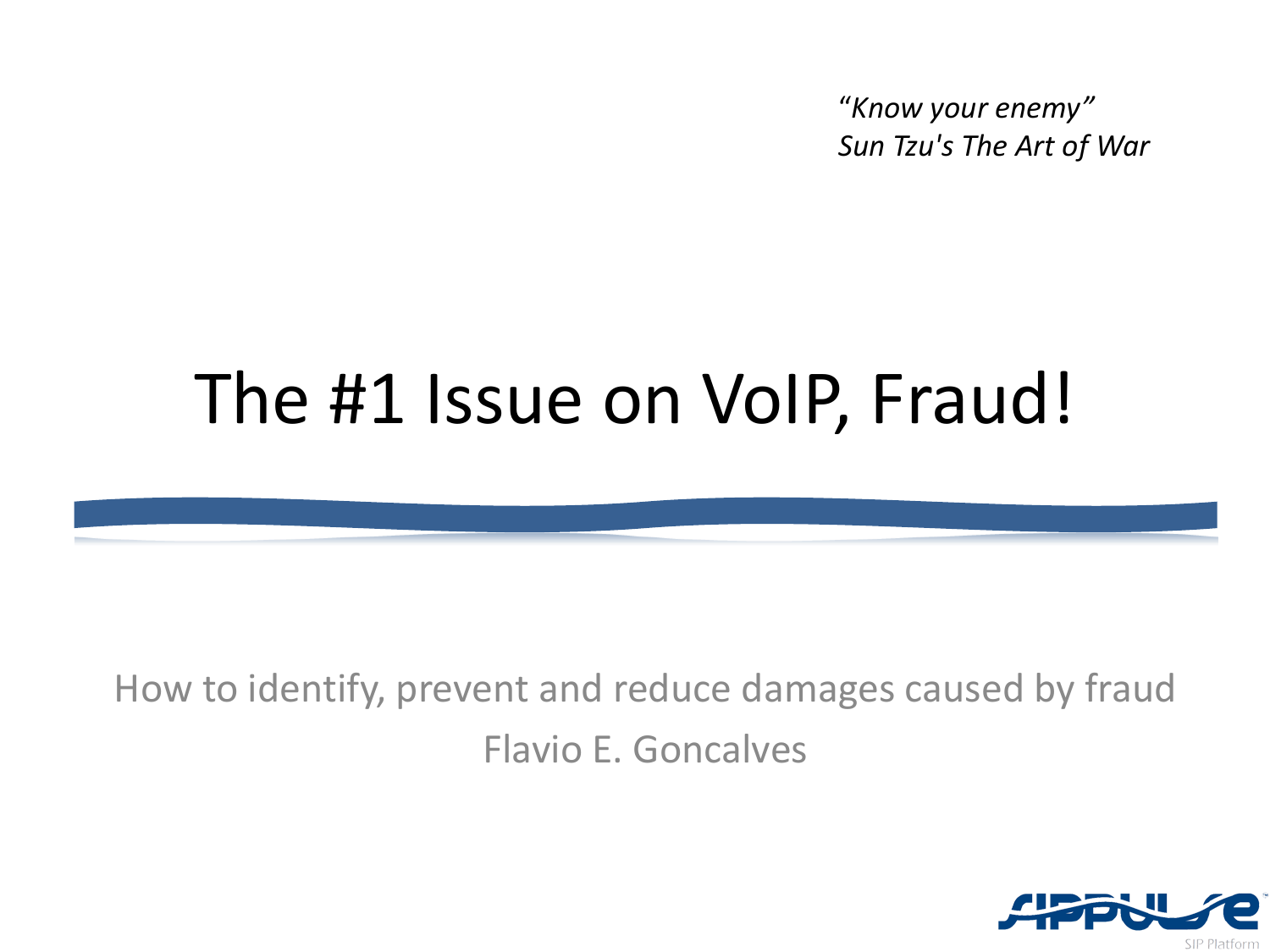*"Know your enemy"*
*Sun Tzu's The Art of War*

# The #1 Issue on VoIP, Fraud!

How to identify, prevent and reduce damages caused by fraud

Flavio E. Goncalves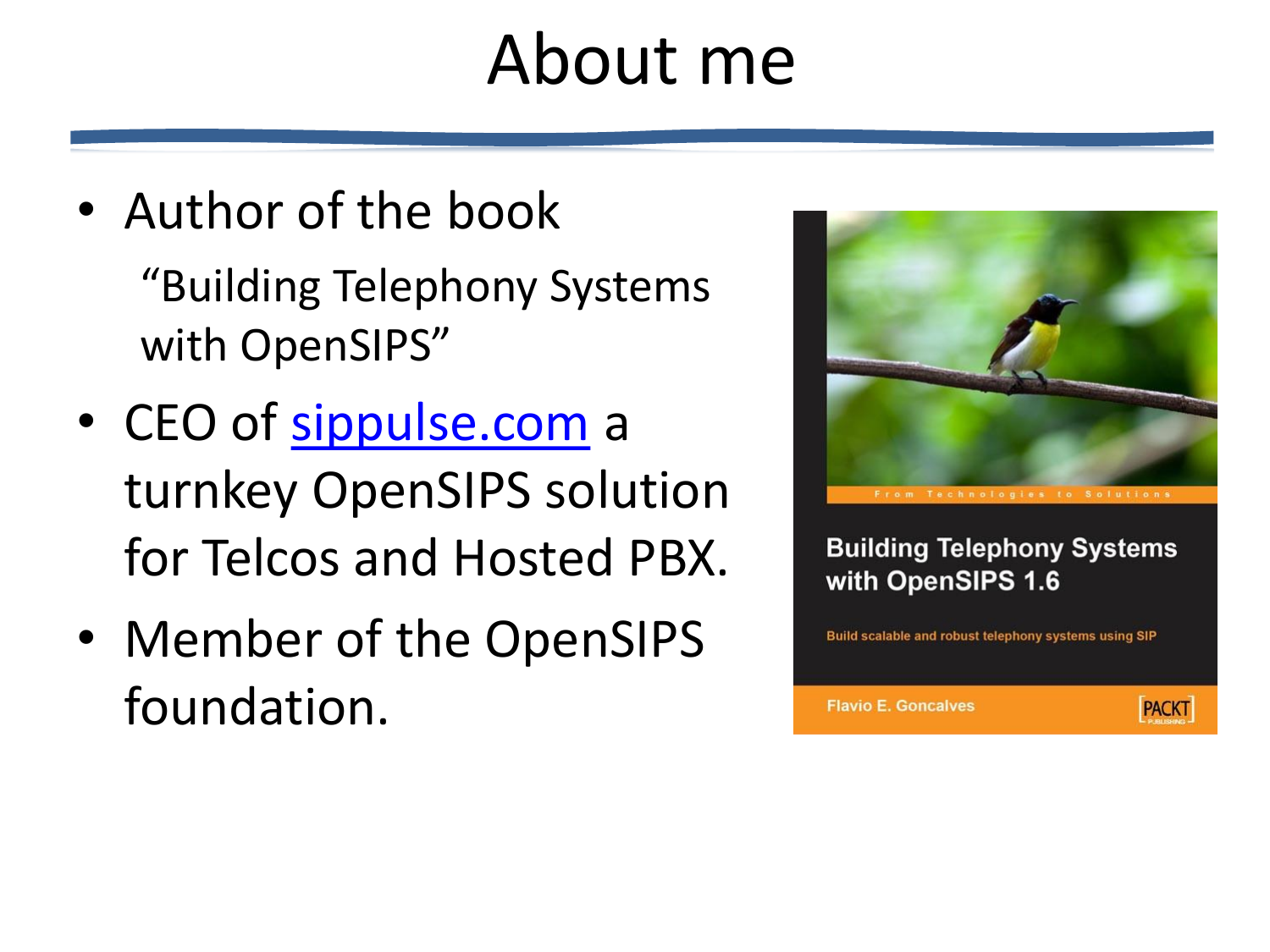# About me

- Author of the book
  "Building Telephony Systems with OpenSIPS"
- CEO of sippulse.com a turnkey OpenSIPS solution for Telcos and Hosted PBX.
- Member of the OpenSIPS foundation.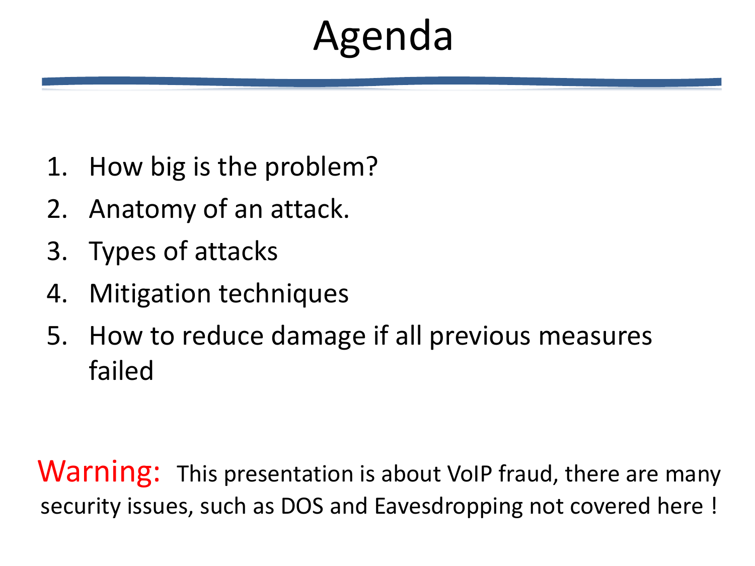# Agenda

1. How big is the problem?
2. Anatomy of an attack.
3. Types of attacks
4. Mitigation techniques
5. How to reduce damage if all previous measures failed

**Warning:** This presentation is about VoIP fraud, there are many security issues, such as DOS and Eavesdropping not covered here !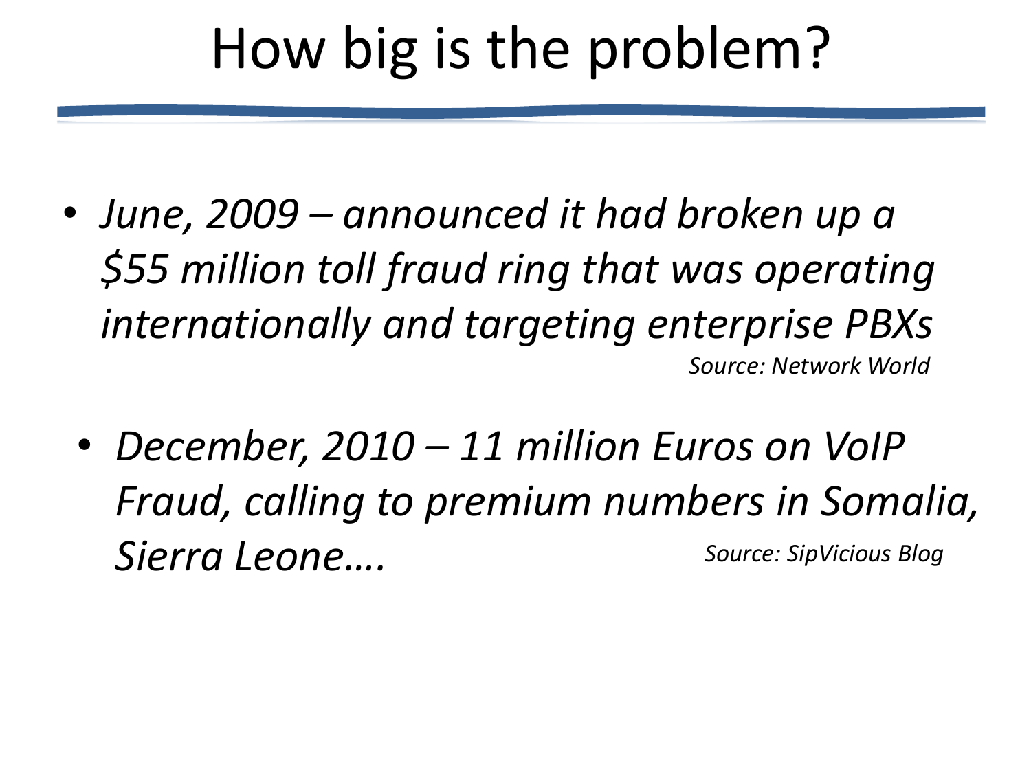# How big is the problem?

- *June, 2009 – announced it had broken up a $55 million toll fraud ring that was operating internationally and targeting enterprise PBXs*

  *Source: Network World*

- *December, 2010 – 11 million Euros on VoIP Fraud, calling to premium numbers in Somalia, Sierra Leone….*

  *Source: SipVicious Blog*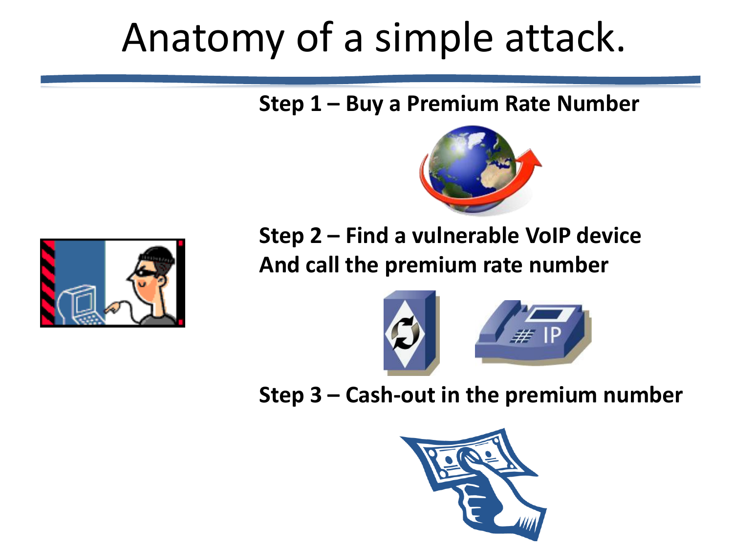# Anatomy of a simple attack.

**Step 1 – Buy a Premium Rate Number**

**Step 2 – Find a vulnerable VoIP device**
**And call the premium rate number**

IP

**Step 3 – Cash-out in the premium number**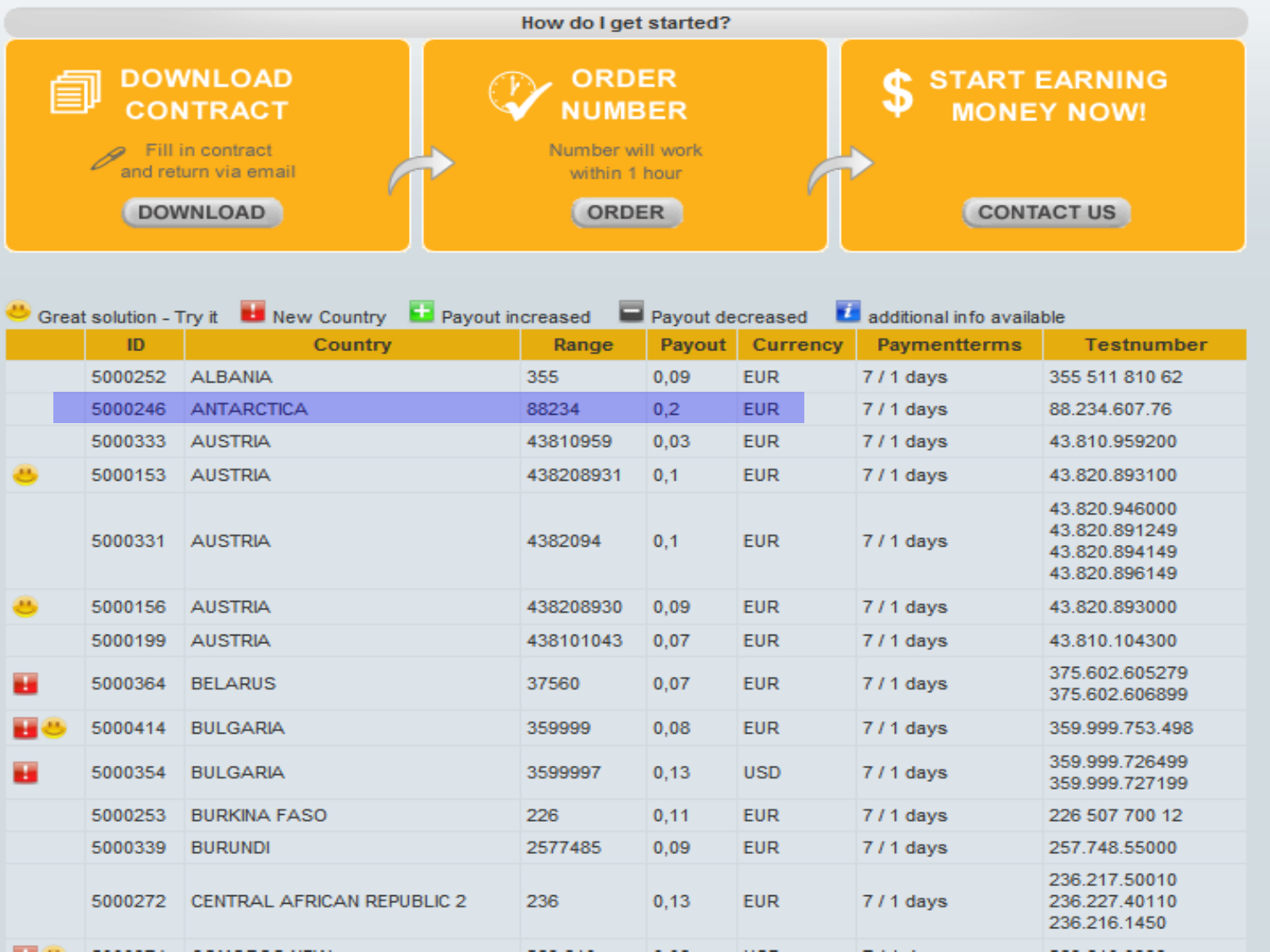How do I get started?

**DOWNLOAD CONTRACT**

Fill in contract and return via email

DOWNLOAD

**ORDER NUMBER**

Number will work within 1 hour

ORDER

**START EARNING MONEY NOW!**

CONTACT US

Great solution - Try it | New Country | Payout increased | Payout decreased | additional info available

| | ID | Country | Range | Payout | Currency | Paymentterms | Testnumber |
|---|---|---|---|---|---|---|---|
| | 5000252 | ALBANIA | 355 | 0,09 | EUR | 7 / 1 days | 355 511 810 62 |
| | 5000246 | ANTARCTICA | 88234 | 0,2 | EUR | 7 / 1 days | 88.234.607.76 |
| | 5000333 | AUSTRIA | 43810959 | 0,03 | EUR | 7 / 1 days | 43.810.959200 |
| Great solution - Try it | 5000153 | AUSTRIA | 438208931 | 0,1 | EUR | 7 / 1 days | 43.820.893100 |
| | 5000331 | AUSTRIA | 4382094 | 0,1 | EUR | 7 / 1 days | 43.820.946000 43.820.891249 43.820.894149 43.820.896149 |
| Great solution - Try it | 5000156 | AUSTRIA | 438208930 | 0,09 | EUR | 7 / 1 days | 43.820.893000 |
| | 5000199 | AUSTRIA | 438101043 | 0,07 | EUR | 7 / 1 days | 43.810.104300 |
| New Country | 5000364 | BELARUS | 37560 | 0,07 | EUR | 7 / 1 days | 375.602.605279 375.602.606899 |
| New Country, Great solution - Try it | 5000414 | BULGARIA | 359999 | 0,08 | EUR | 7 / 1 days | 359.999.753.498 |
| New Country | 5000354 | BULGARIA | 3599997 | 0,13 | USD | 7 / 1 days | 359.999.726499 359.999.727199 |
| | 5000253 | BURKINA FASO | 226 | 0,11 | EUR | 7 / 1 days | 226 507 700 12 |
| | 5000339 | BURUNDI | 2577485 | 0,09 | EUR | 7 / 1 days | 257.748.55000 |
| | 5000272 | CENTRAL AFRICAN REPUBLIC 2 | 236 | 0,13 | EUR | 7 / 1 days | 236.217.50010 236.227.40110 236.216.1450 |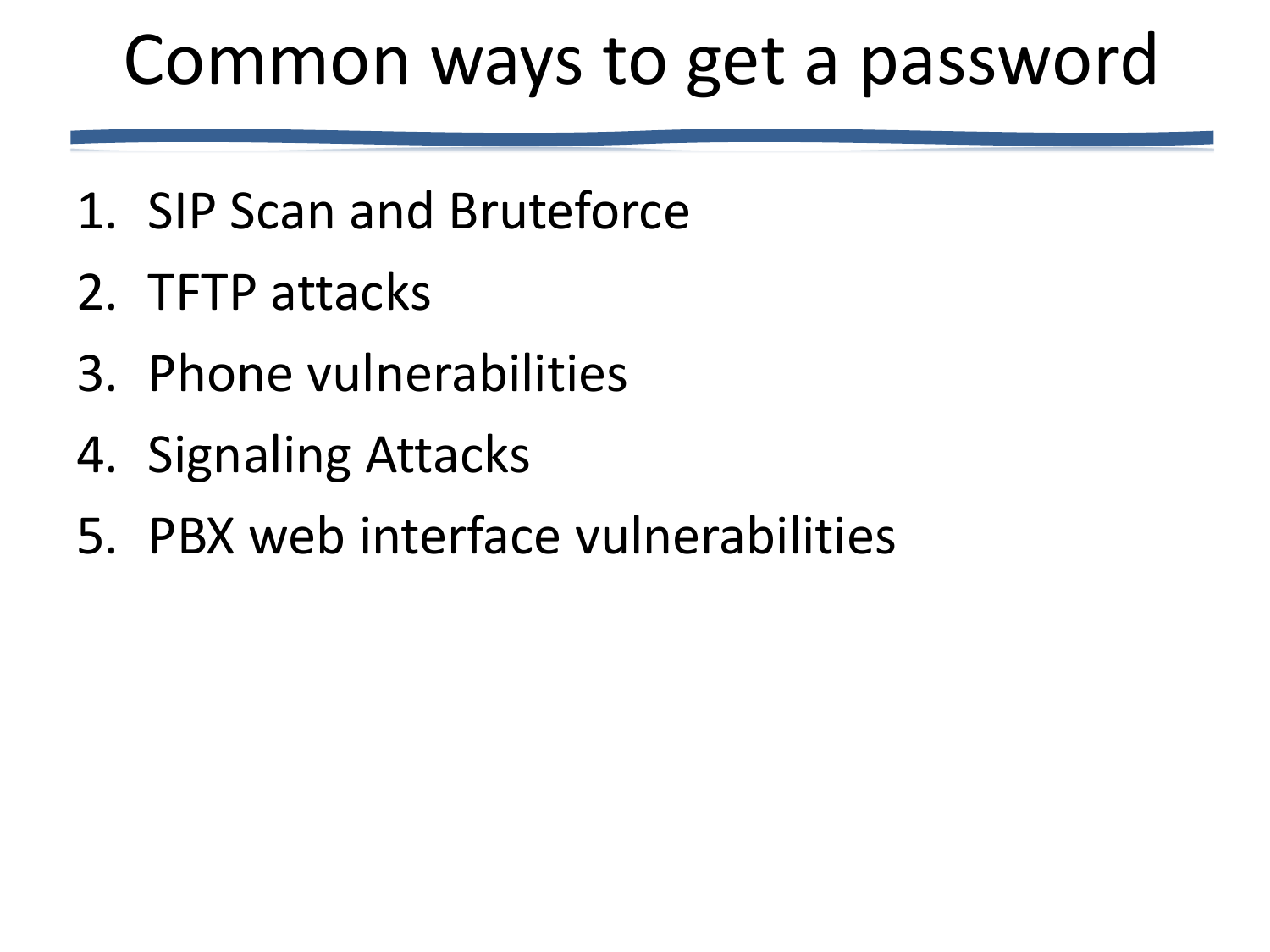# Common ways to get a password

1. SIP Scan and Bruteforce
2. TFTP attacks
3. Phone vulnerabilities
4. Signaling Attacks
5. PBX web interface vulnerabilities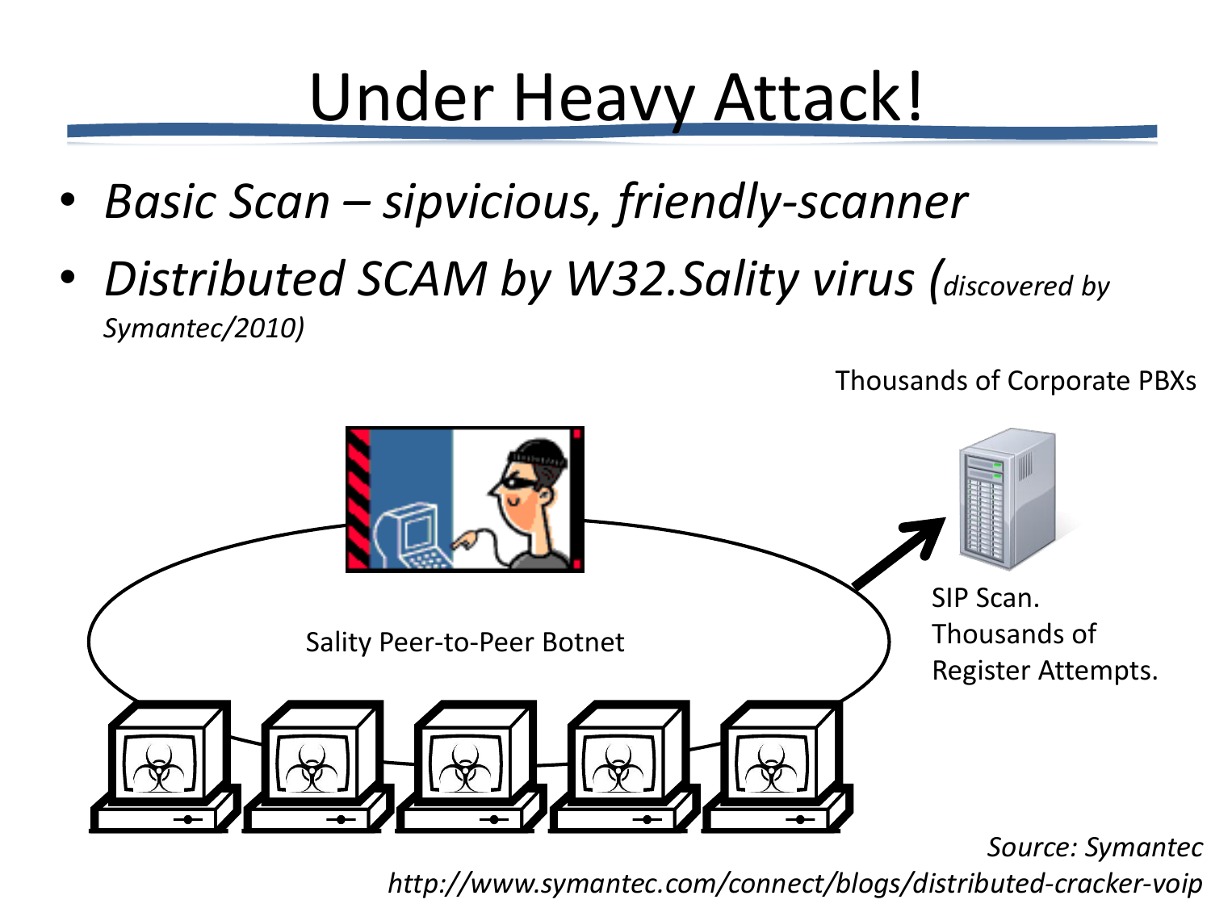# Under Heavy Attack!

- *Basic Scan – sipvicious, friendly-scanner*
- *Distributed SCAM by W32.Sality virus (discovered by Symantec/2010)*

Thousands of Corporate PBXs

Sality Peer-to-Peer Botnet

SIP Scan. Thousands of Register Attempts.

*Source: Symantec*

*http://www.symantec.com/connect/blogs/distributed-cracker-voip*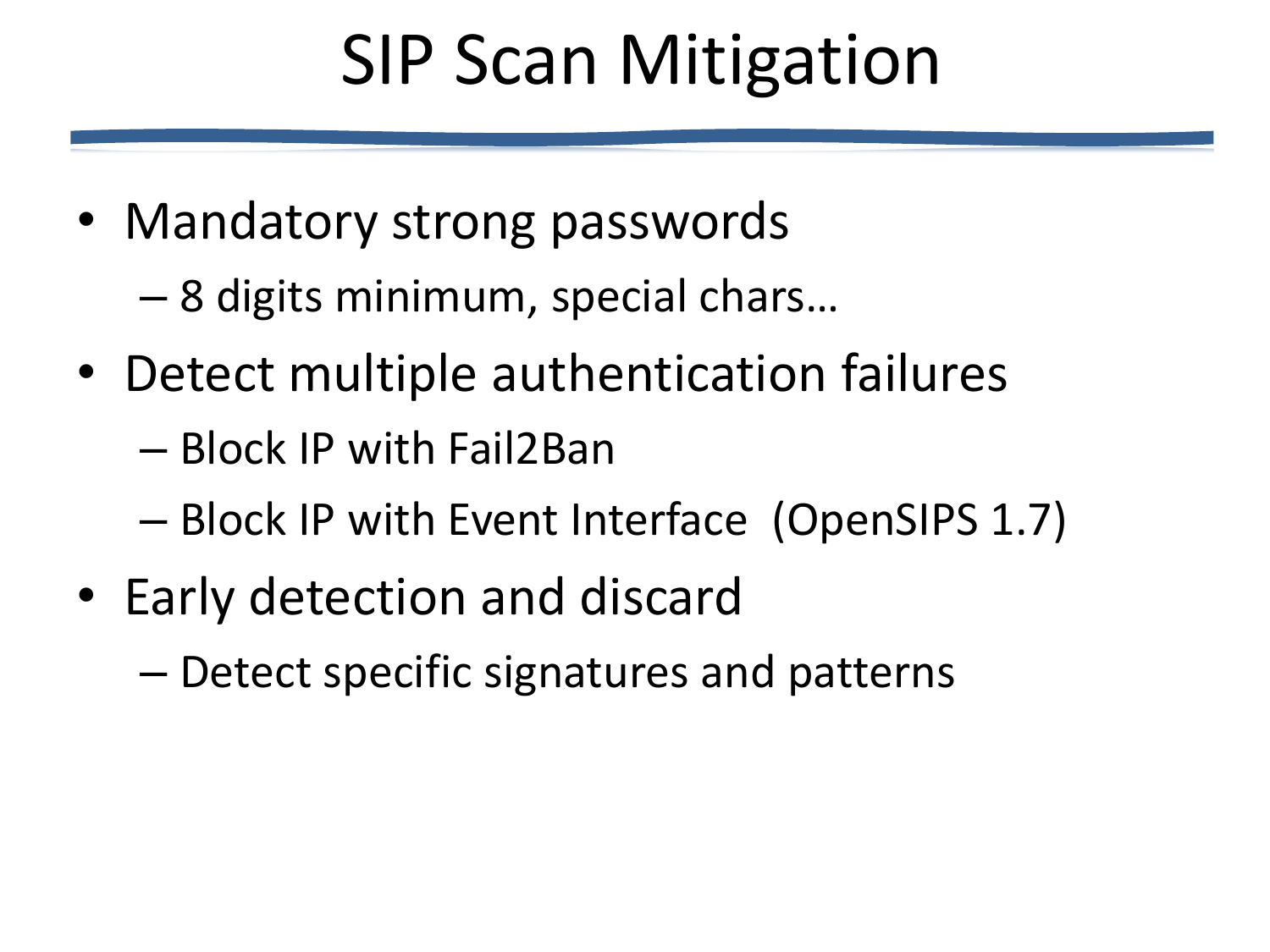# SIP Scan Mitigation

- Mandatory strong passwords
  - 8 digits minimum, special chars…
- Detect multiple authentication failures
  - Block IP with Fail2Ban
  - Block IP with Event Interface (OpenSIPS 1.7)
- Early detection and discard
  - Detect specific signatures and patterns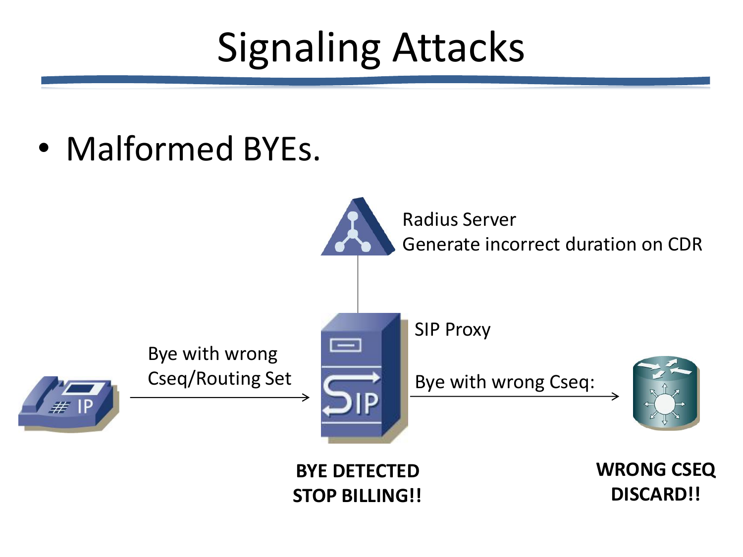# Signaling Attacks

- Malformed BYEs.

Radius Server
Generate incorrect duration on CDR

Bye with wrong Cseq/Routing Set

SIP Proxy

Bye with wrong Cseq:

**BYE DETECTED STOP BILLING!!**

**WRONG CSEQ DISCARD!!**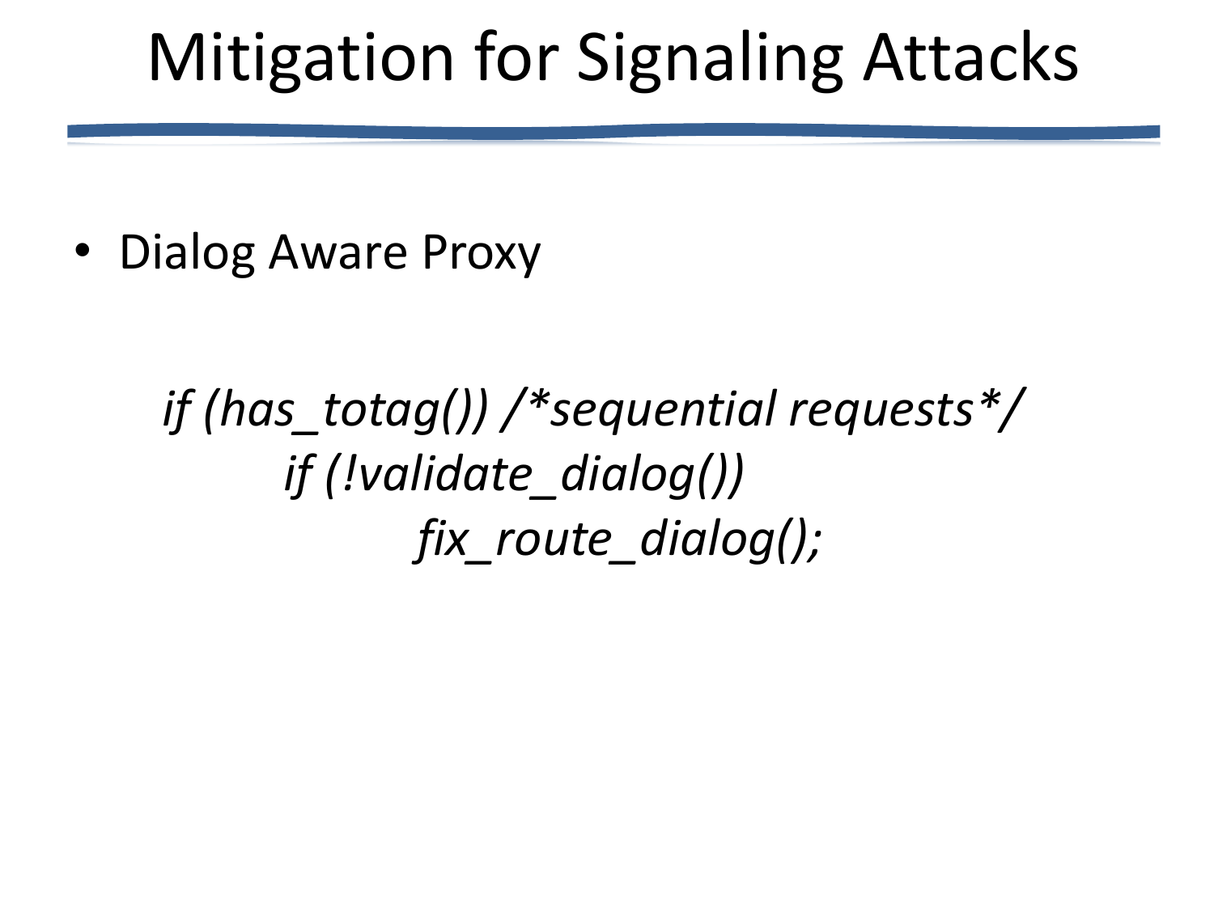# Mitigation for Signaling Attacks

- Dialog Aware Proxy

```
if (has_totag()) /*sequential requests*/
    if (!validate_dialog())
        fix_route_dialog();
```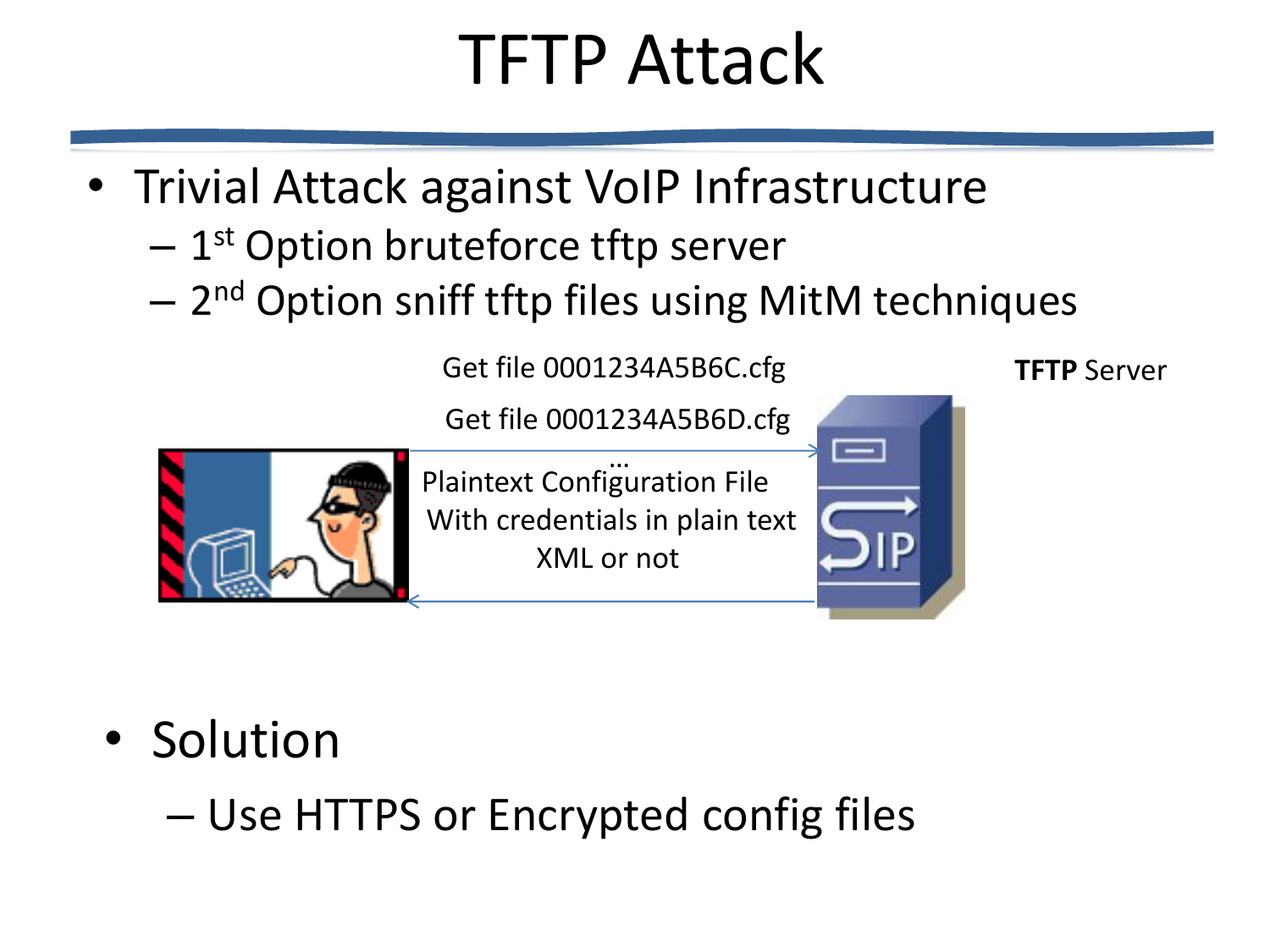# TFTP Attack

- Trivial Attack against VoIP Infrastructure
  - 1st Option bruteforce tftp server
  - 2nd Option sniff tftp files using MitM techniques

Get file 0001234A5B6C.cfg

Get file 0001234A5B6D.cfg

...

Plaintext Configuration File
With credentials in plain text
XML or not

**TFTP** Server

- Solution
  - Use HTTPS or Encrypted config files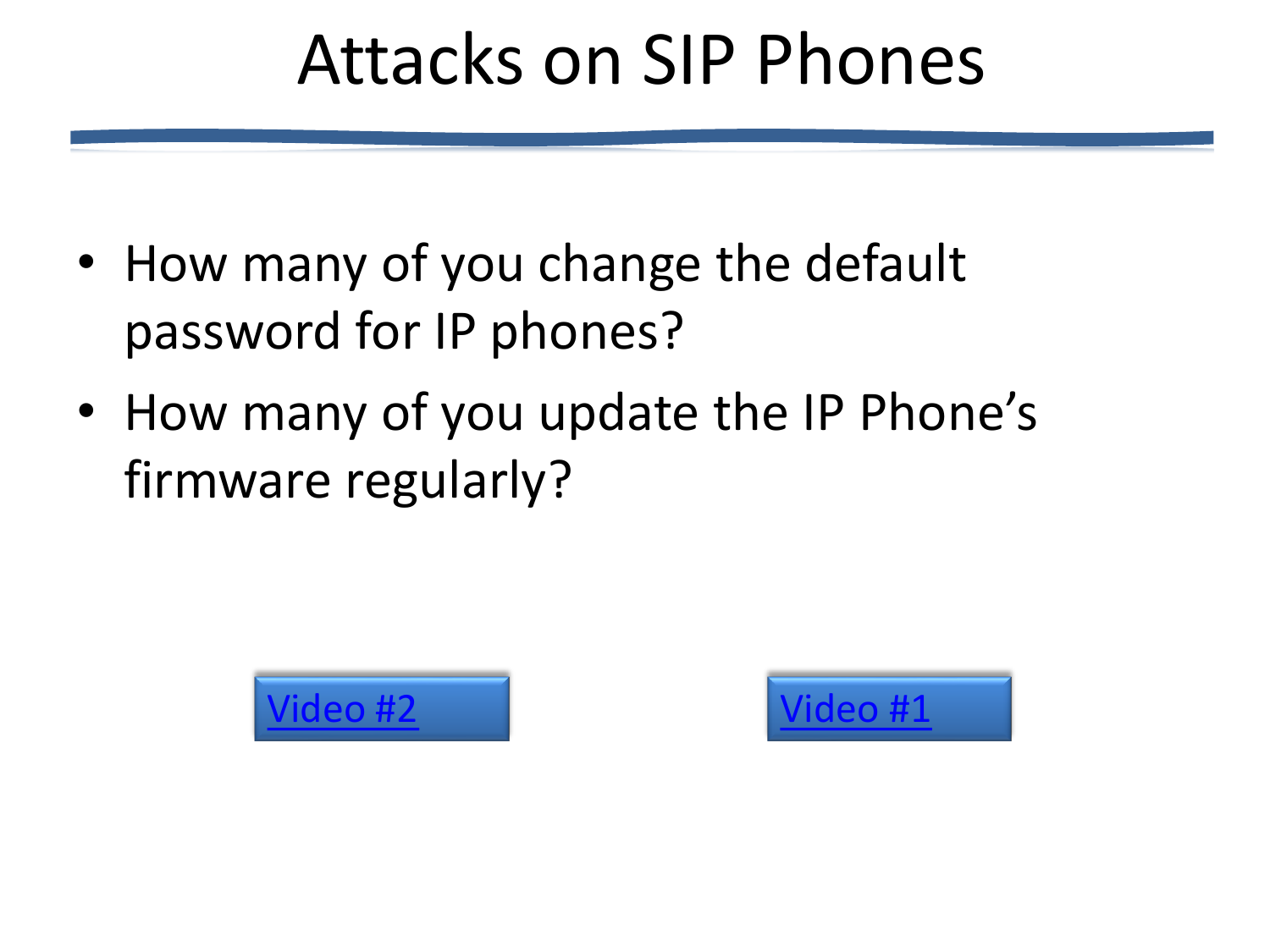# Attacks on SIP Phones

- How many of you change the default password for IP phones?
- How many of you update the IP Phone's firmware regularly?

Video #2

Video #1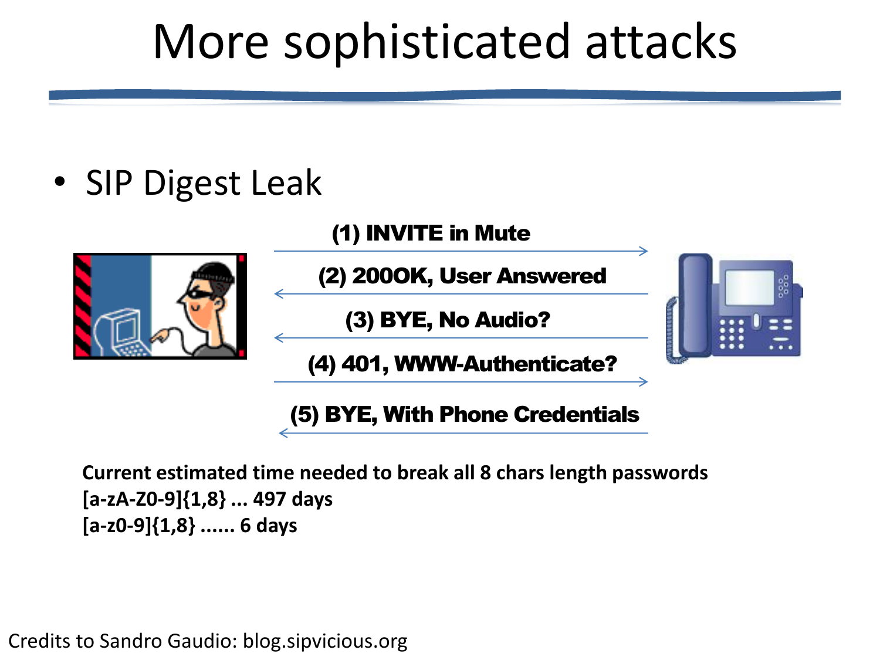# More sophisticated attacks

- SIP Digest Leak

(1) INVITE in Mute

(2) 200OK, User Answered

(3) BYE, No Audio?

(4) 401, WWW-Authenticate?

(5) BYE, With Phone Credentials

**Current estimated time needed to break all 8 chars length passwords**
**[a-zA-Z0-9]{1,8} ... 497 days**
**[a-z0-9]{1,8} ...... 6 days**

Credits to Sandro Gaudio: blog.sipvicious.org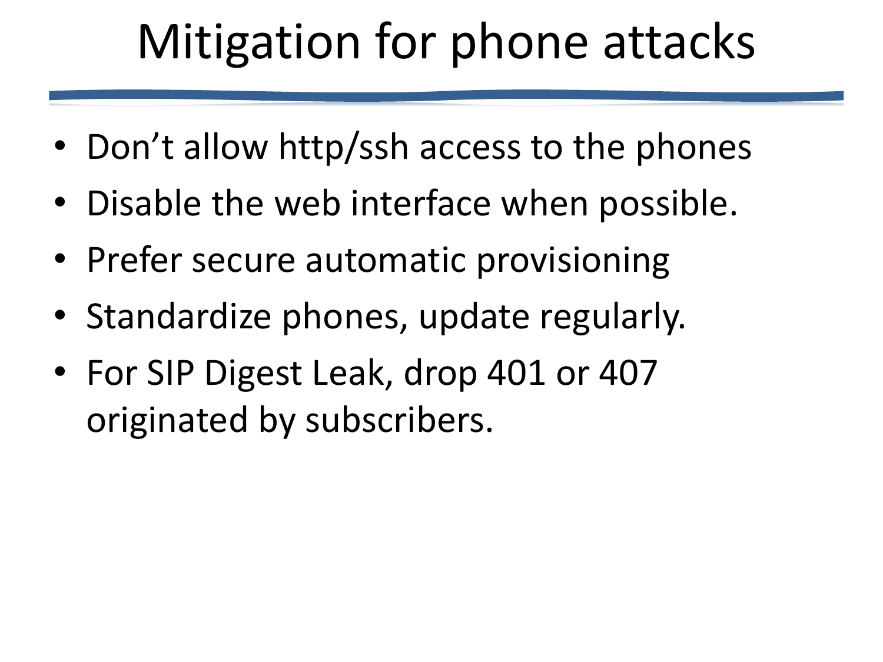# Mitigation for phone attacks

- Don't allow http/ssh access to the phones
- Disable the web interface when possible.
- Prefer secure automatic provisioning
- Standardize phones, update regularly.
- For SIP Digest Leak, drop 401 or 407 originated by subscribers.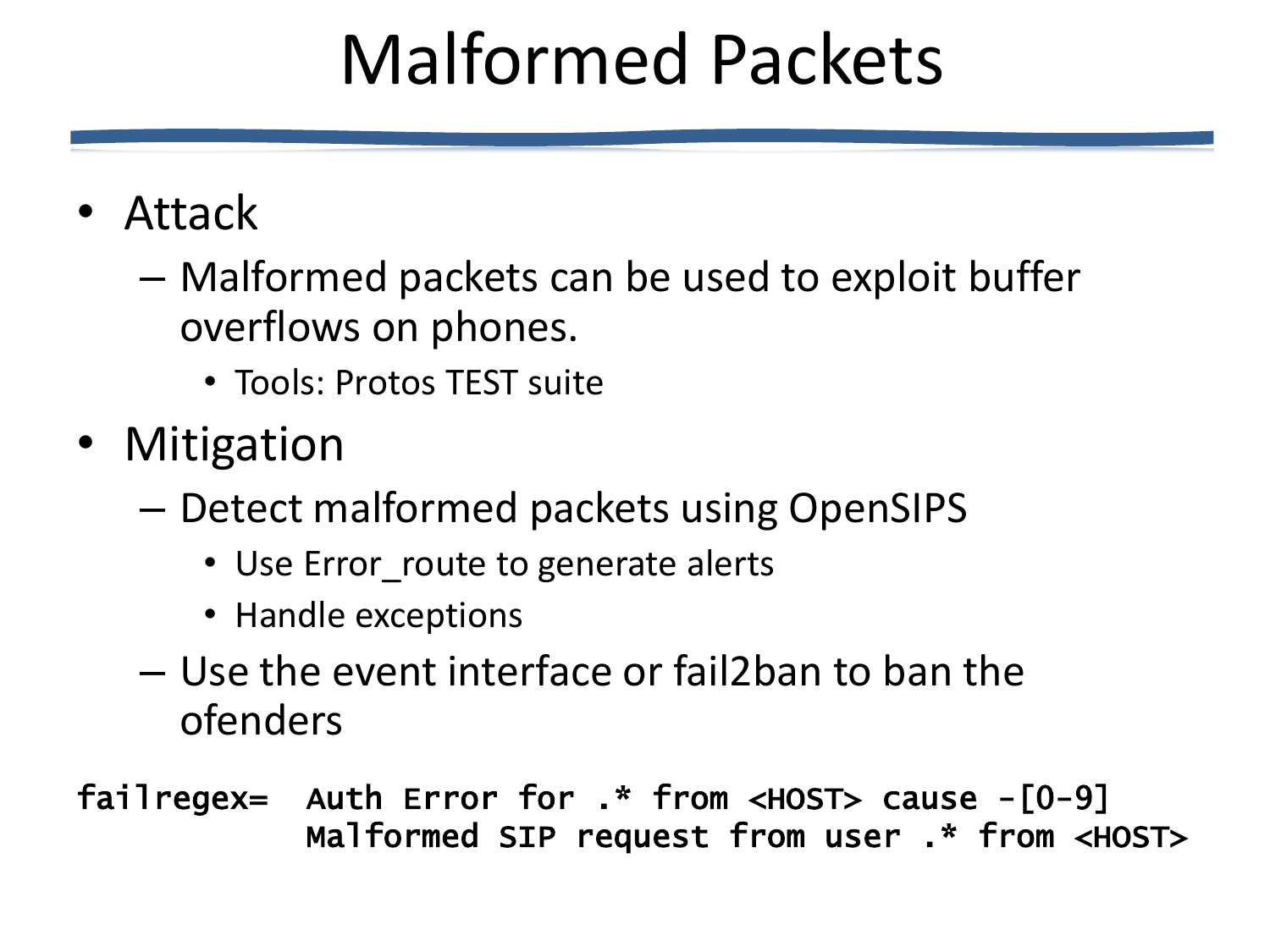# Malformed Packets

- Attack
  - Malformed packets can be used to exploit buffer overflows on phones.
    - Tools: Protos TEST suite
- Mitigation
  - Detect malformed packets using OpenSIPS
    - Use Error_route to generate alerts
    - Handle exceptions
  - Use the event interface or fail2ban to ban the ofenders

```
failregex=  Auth Error for .* from <HOST> cause -[0-9]
            Malformed SIP request from user .* from <HOST>
```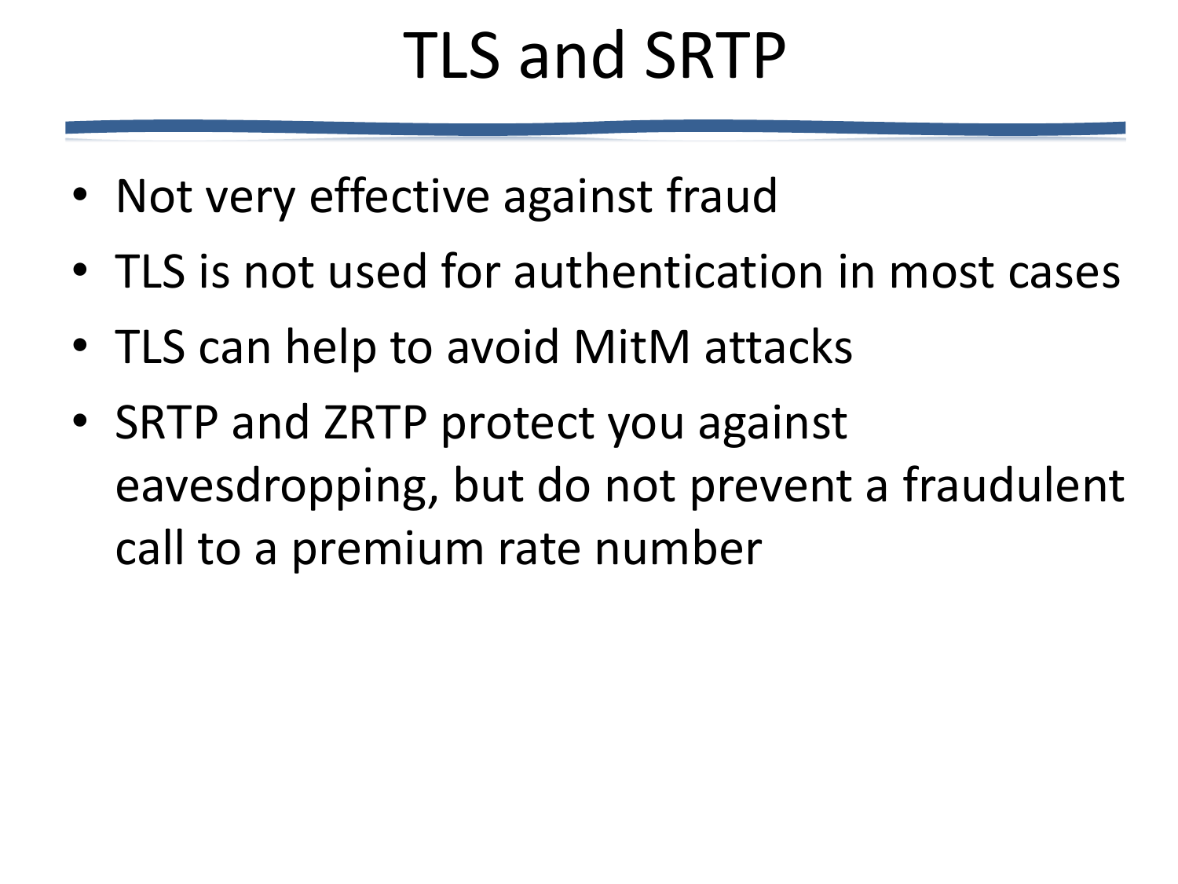# TLS and SRTP

- Not very effective against fraud
- TLS is not used for authentication in most cases
- TLS can help to avoid MitM attacks
- SRTP and ZRTP protect you against eavesdropping, but do not prevent a fraudulent call to a premium rate number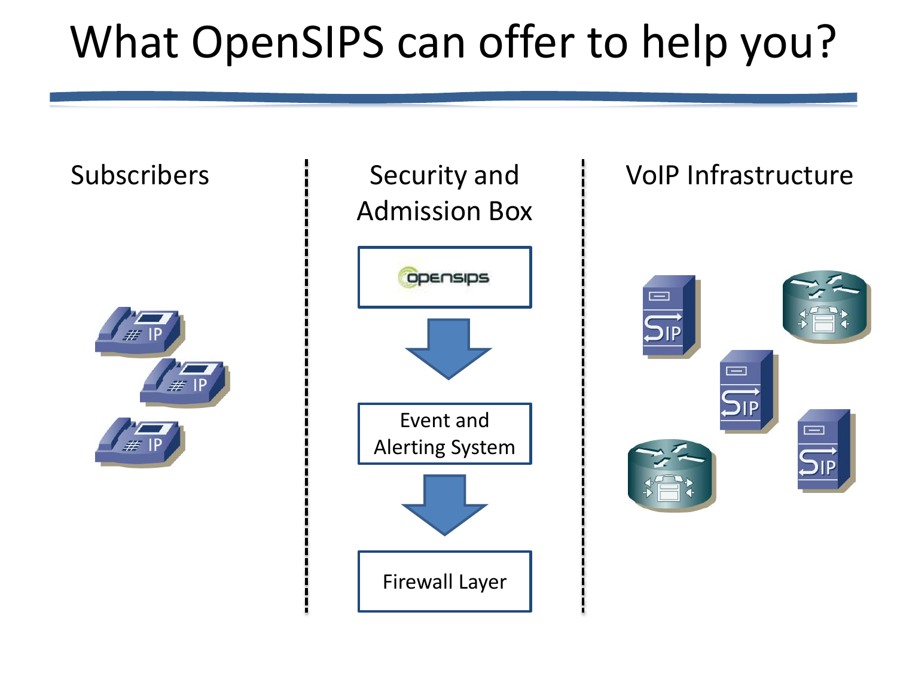# What OpenSIPS can offer to help you?

Subscribers

Security and Admission Box

opensips

Event and Alerting System

Firewall Layer

VoIP Infrastructure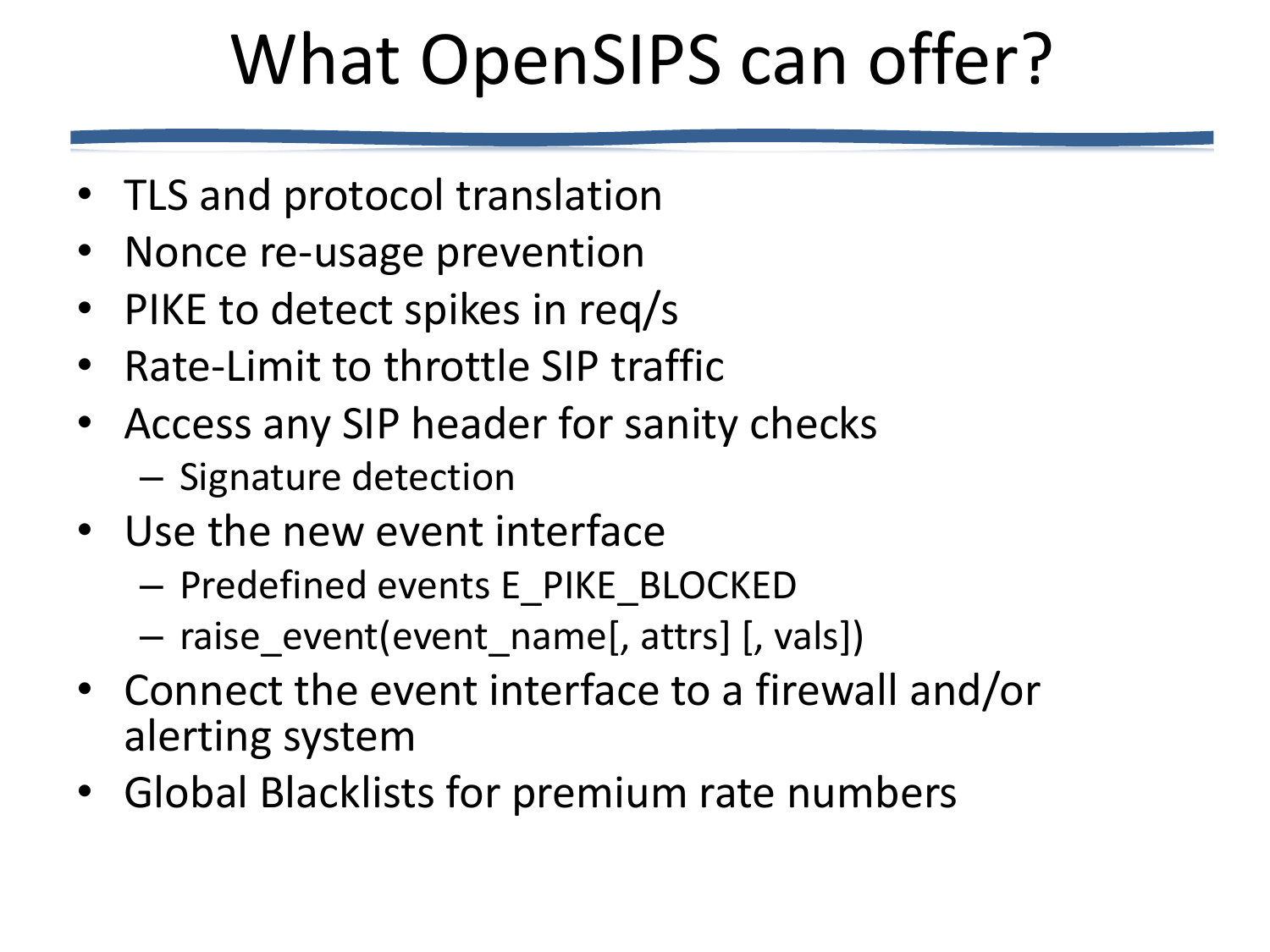# What OpenSIPS can offer?

- TLS and protocol translation
- Nonce re-usage prevention
- PIKE to detect spikes in req/s
- Rate-Limit to throttle SIP traffic
- Access any SIP header for sanity checks
  - Signature detection
- Use the new event interface
  - Predefined events E_PIKE_BLOCKED
  - raise_event(event_name[, attrs] [, vals])
- Connect the event interface to a firewall and/or alerting system
- Global Blacklists for premium rate numbers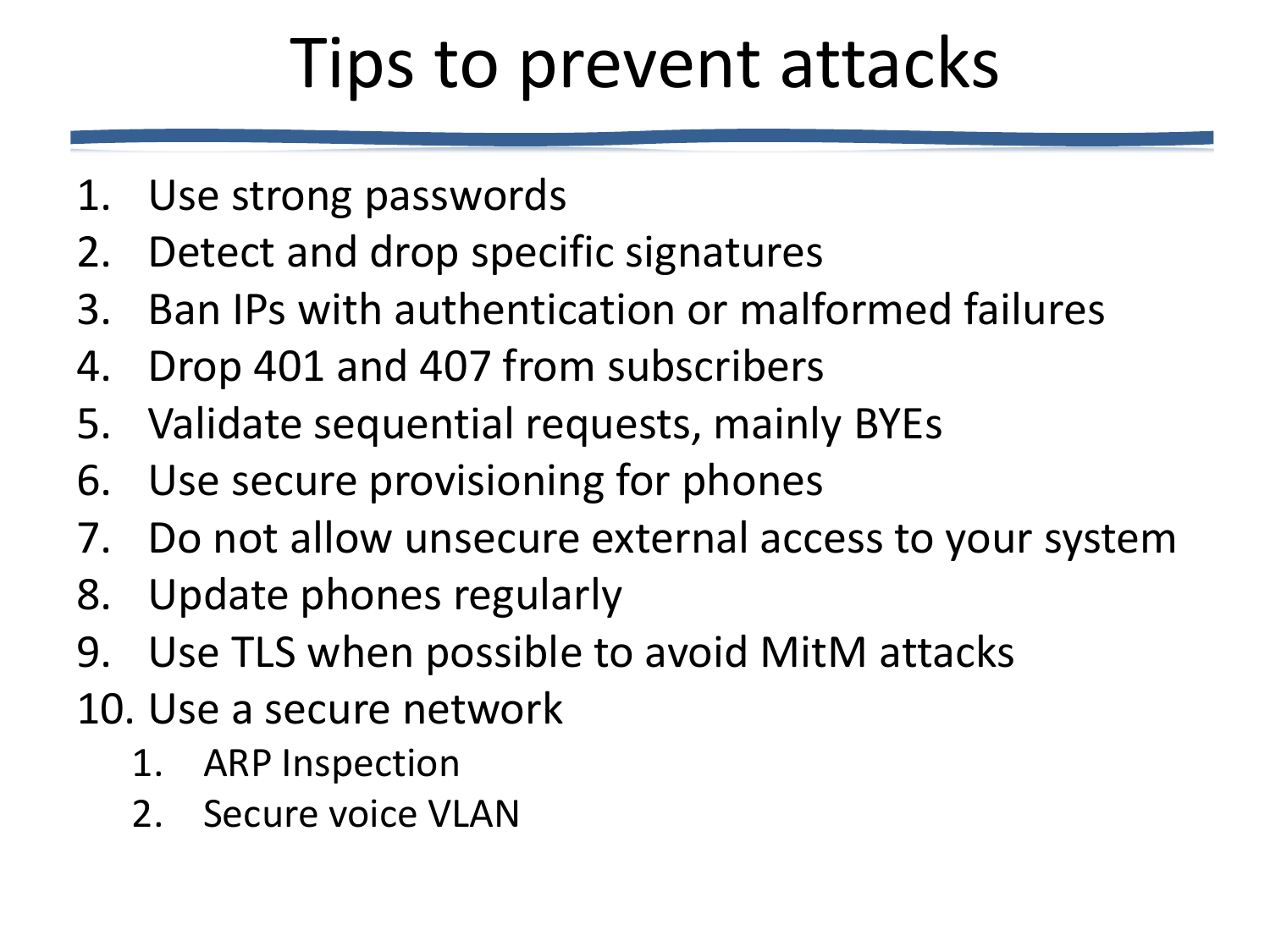# Tips to prevent attacks

1. Use strong passwords
2. Detect and drop specific signatures
3. Ban IPs with authentication or malformed failures
4. Drop 401 and 407 from subscribers
5. Validate sequential requests, mainly BYEs
6. Use secure provisioning for phones
7. Do not allow unsecure external access to your system
8. Update phones regularly
9. Use TLS when possible to avoid MitM attacks
10. Use a secure network
    1. ARP Inspection
    2. Secure voice VLAN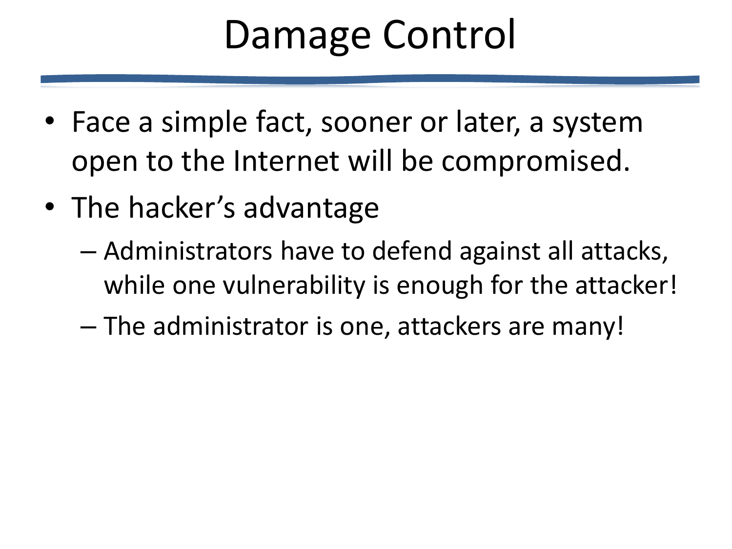# Damage Control

- Face a simple fact, sooner or later, a system open to the Internet will be compromised.
- The hacker's advantage
  - Administrators have to defend against all attacks, while one vulnerability is enough for the attacker!
  - The administrator is one, attackers are many!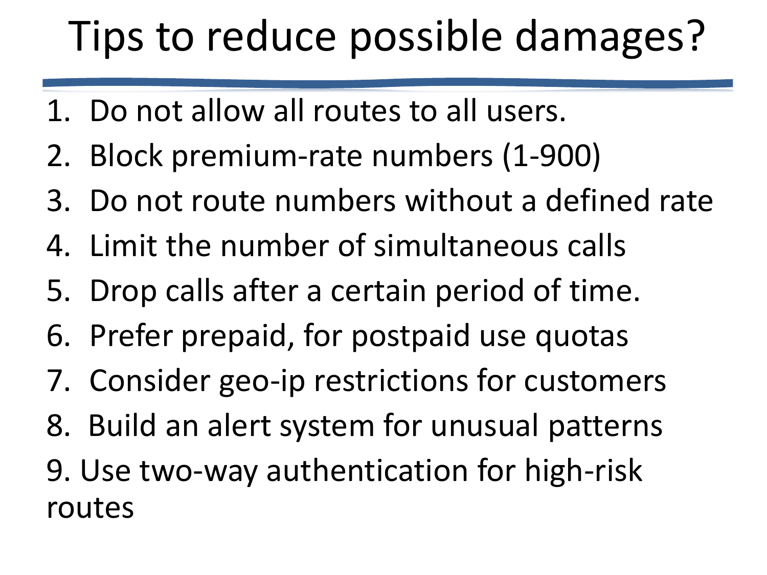# Tips to reduce possible damages?

1. Do not allow all routes to all users.
2. Block premium-rate numbers (1-900)
3. Do not route numbers without a defined rate
4. Limit the number of simultaneous calls
5. Drop calls after a certain period of time.
6. Prefer prepaid, for postpaid use quotas
7. Consider geo-ip restrictions for customers
8. Build an alert system for unusual patterns
9. Use two-way authentication for high-risk routes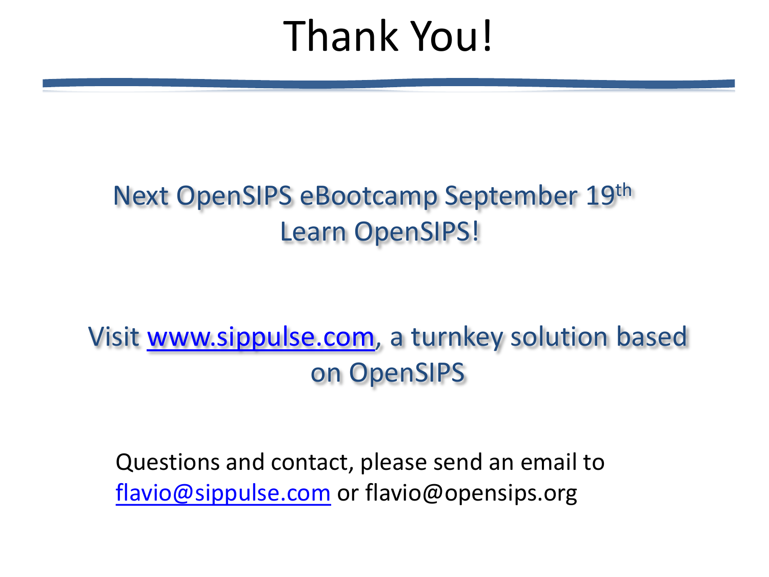# Thank You!

Next OpenSIPS eBootcamp September 19th
Learn OpenSIPS!

Visit www.sippulse.com, a turnkey solution based on OpenSIPS

Questions and contact, please send an email to flavio@sippulse.com or flavio@opensips.org